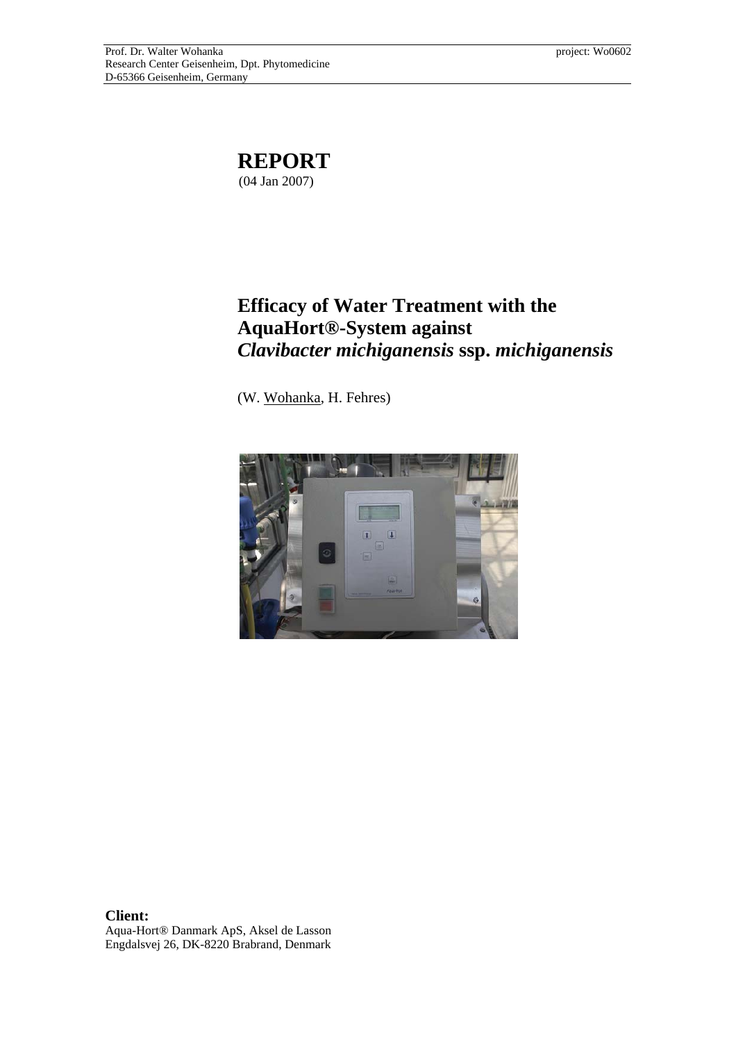Prof. Dr. Walter Wohanka
Research Center Geisenheim, Dpt. Phytomedicine
D-65366 Geisenheim, Germany

project: Wo0602

# REPORT

(04 Jan 2007)

## Efficacy of Water Treatment with the AquaHort®-System against *Clavibacter michiganensis* ssp. *michiganensis*

(W. Wohanka, H. Fehres)

**Client:**
Aqua-Hort® Danmark ApS, Aksel de Lasson
Engdalsvej 26, DK-8220 Brabrand, Denmark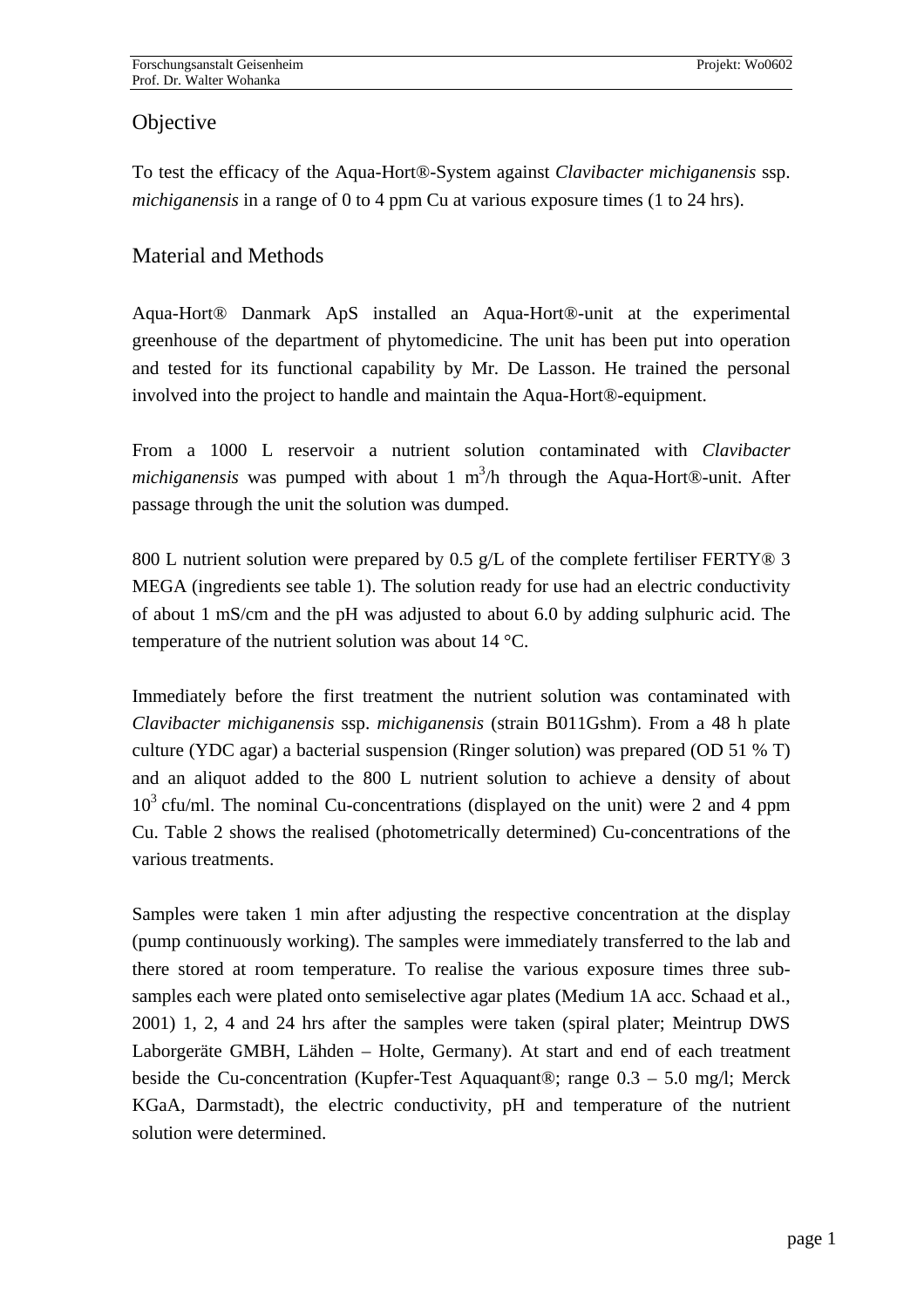## Objective

To test the efficacy of the Aqua-Hort®-System against *Clavibacter michiganensis* ssp. *michiganensis* in a range of 0 to 4 ppm Cu at various exposure times (1 to 24 hrs).

## Material and Methods

Aqua-Hort® Danmark ApS installed an Aqua-Hort®-unit at the experimental greenhouse of the department of phytomedicine. The unit has been put into operation and tested for its functional capability by Mr. De Lasson. He trained the personal involved into the project to handle and maintain the Aqua-Hort®-equipment.

From a 1000 L reservoir a nutrient solution contaminated with *Clavibacter michiganensis* was pumped with about 1 $m^3$/h through the Aqua-Hort®-unit. After passage through the unit the solution was dumped.

800 L nutrient solution were prepared by 0.5 g/L of the complete fertiliser FERTY® 3 MEGA (ingredients see table 1). The solution ready for use had an electric conductivity of about 1 mS/cm and the pH was adjusted to about 6.0 by adding sulphuric acid. The temperature of the nutrient solution was about 14 °C.

Immediately before the first treatment the nutrient solution was contaminated with *Clavibacter michiganensis* ssp. *michiganensis* (strain B011Gshm). From a 48 h plate culture (YDC agar) a bacterial suspension (Ringer solution) was prepared (OD 51 % T) and an aliquot added to the 800 L nutrient solution to achieve a density of about $10^3$ cfu/ml. The nominal Cu-concentrations (displayed on the unit) were 2 and 4 ppm Cu. Table 2 shows the realised (photometrically determined) Cu-concentrations of the various treatments.

Samples were taken 1 min after adjusting the respective concentration at the display (pump continuously working). The samples were immediately transferred to the lab and there stored at room temperature. To realise the various exposure times three sub-samples each were plated onto semiselective agar plates (Medium 1A acc. Schaad et al., 2001) 1, 2, 4 and 24 hrs after the samples were taken (spiral plater; Meintrup DWS Laborgeräte GMBH, Lähden – Holte, Germany). At start and end of each treatment beside the Cu-concentration (Kupfer-Test Aquaquant®; range 0.3 – 5.0 mg/l; Merck KGaA, Darmstadt), the electric conductivity, pH and temperature of the nutrient solution were determined.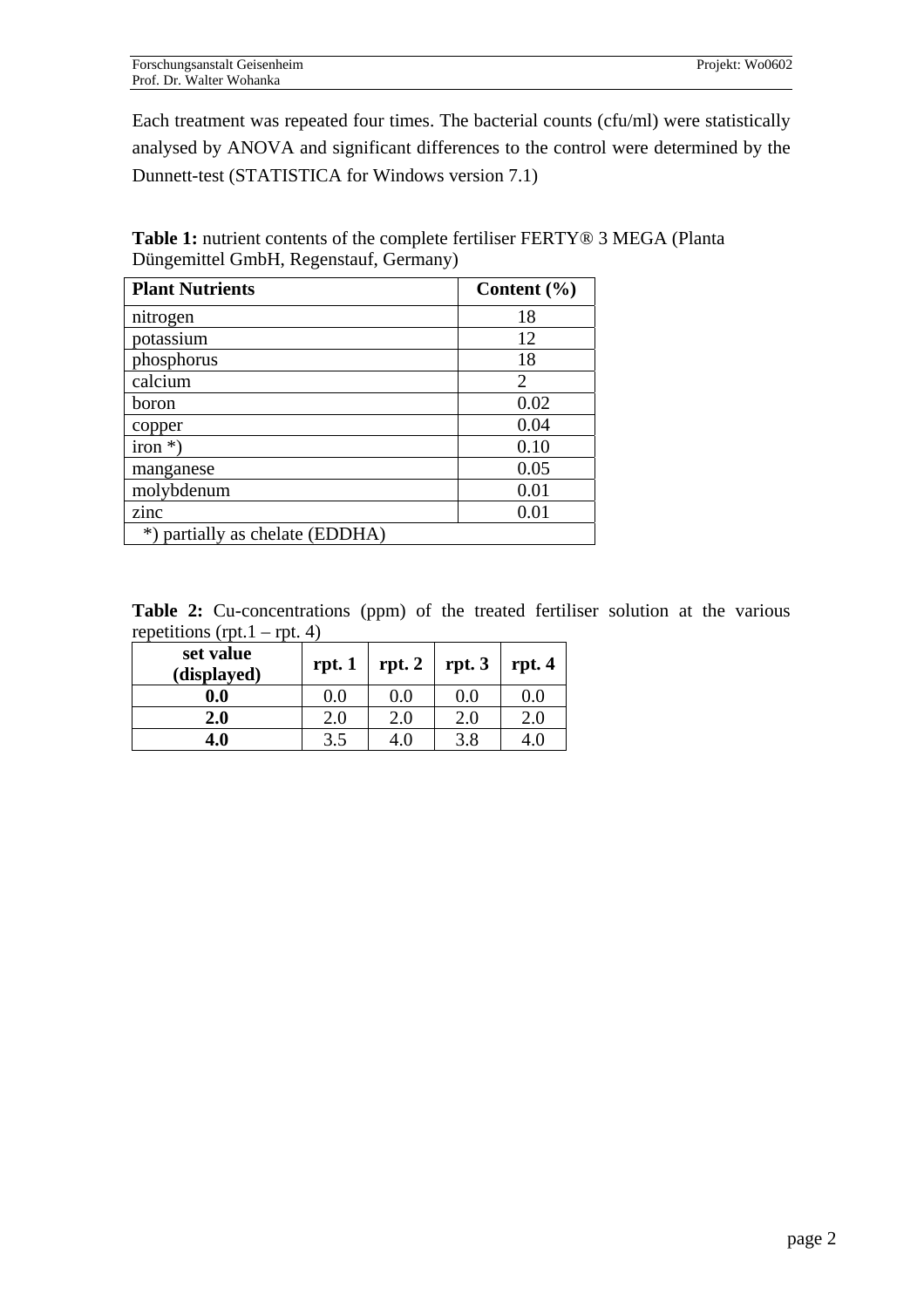Each treatment was repeated four times. The bacterial counts (cfu/ml) were statistically analysed by ANOVA and significant differences to the control were determined by the Dunnett-test (STATISTICA for Windows version 7.1)

**Table 1:** nutrient contents of the complete fertiliser FERTY® 3 MEGA (Planta Düngemittel GmbH, Regenstauf, Germany)

| Plant Nutrients | Content (%) |
|---|---|
| nitrogen | 18 |
| potassium | 12 |
| phosphorus | 18 |
| calcium | 2 |
| boron | 0.02 |
| copper | 0.04 |
| iron *) | 0.10 |
| manganese | 0.05 |
| molybdenum | 0.01 |
| zinc | 0.01 |
| *) partially as chelate (EDDHA) | |

**Table 2:** Cu-concentrations (ppm) of the treated fertiliser solution at the various repetitions (rpt.1 – rpt. 4)

| set value (displayed) | rpt. 1 | rpt. 2 | rpt. 3 | rpt. 4 |
|---|---|---|---|---|
| **0.0** | 0.0 | 0.0 | 0.0 | 0.0 |
| **2.0** | 2.0 | 2.0 | 2.0 | 2.0 |
| **4.0** | 3.5 | 4.0 | 3.8 | 4.0 |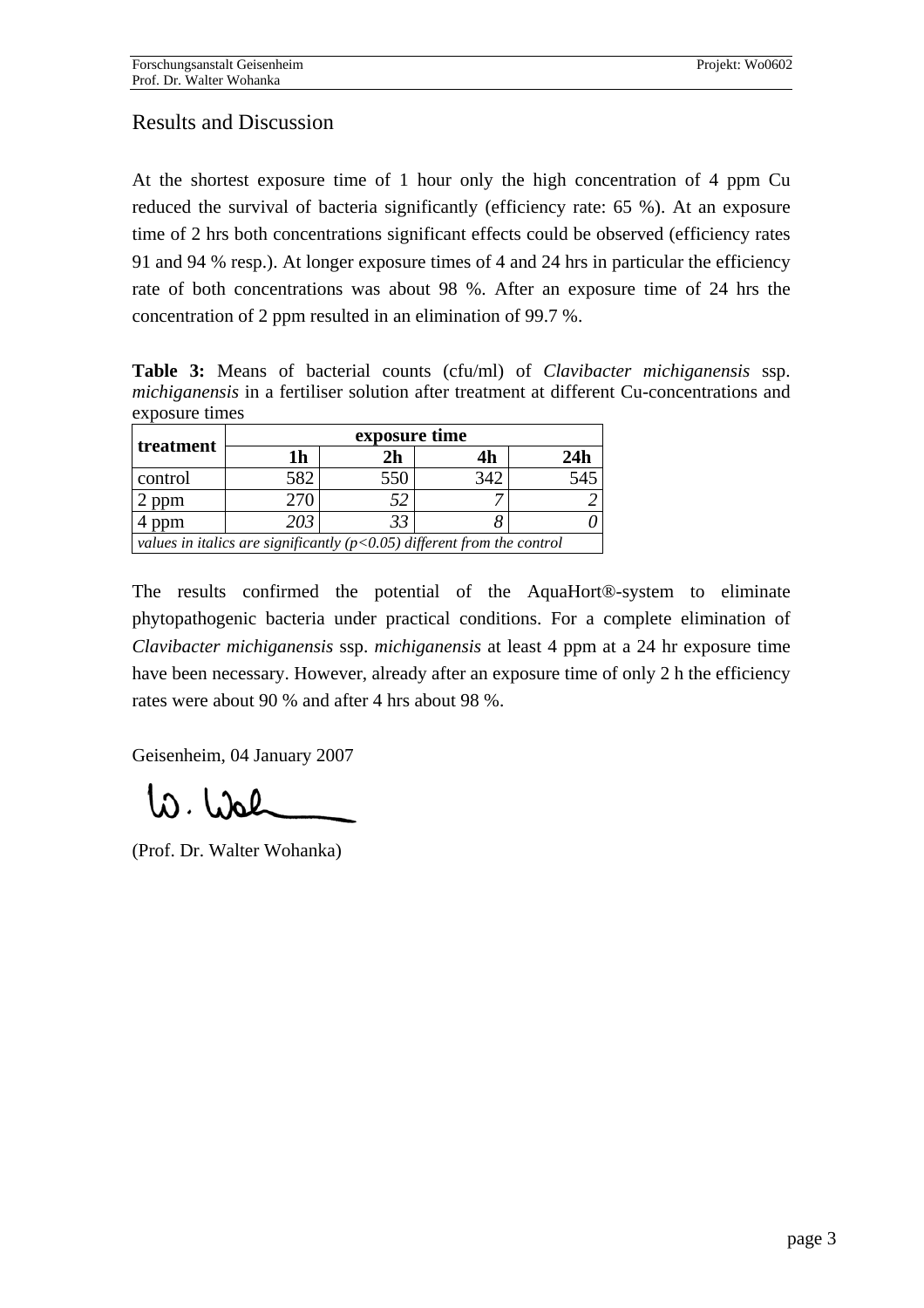## Results and Discussion

At the shortest exposure time of 1 hour only the high concentration of 4 ppm Cu reduced the survival of bacteria significantly (efficiency rate: 65 %). At an exposure time of 2 hrs both concentrations significant effects could be observed (efficiency rates 91 and 94 % resp.). At longer exposure times of 4 and 24 hrs in particular the efficiency rate of both concentrations was about 98 %. After an exposure time of 24 hrs the concentration of 2 ppm resulted in an elimination of 99.7 %.

**Table 3:** Means of bacterial counts (cfu/ml) of *Clavibacter michiganensis* ssp. *michiganensis* in a fertiliser solution after treatment at different Cu-concentrations and exposure times

| treatment | exposure time | | | |
|---|---|---|---|---|
| | **1h** | **2h** | **4h** | **24h** |
| control | 582 | 550 | 342 | 545 |
| 2 ppm | 270 | *52* | *7* | *2* |
| 4 ppm | *203* | *33* | *8* | *0* |

*values in italics are significantly ($p<0.05$) different from the control*

The results confirmed the potential of the AquaHort®-system to eliminate phytopathogenic bacteria under practical conditions. For a complete elimination of *Clavibacter michiganensis* ssp. *michiganensis* at least 4 ppm at a 24 hr exposure time have been necessary. However, already after an exposure time of only 2 h the efficiency rates were about 90 % and after 4 hrs about 98 %.

Geisenheim, 04 January 2007

(Prof. Dr. Walter Wohanka)